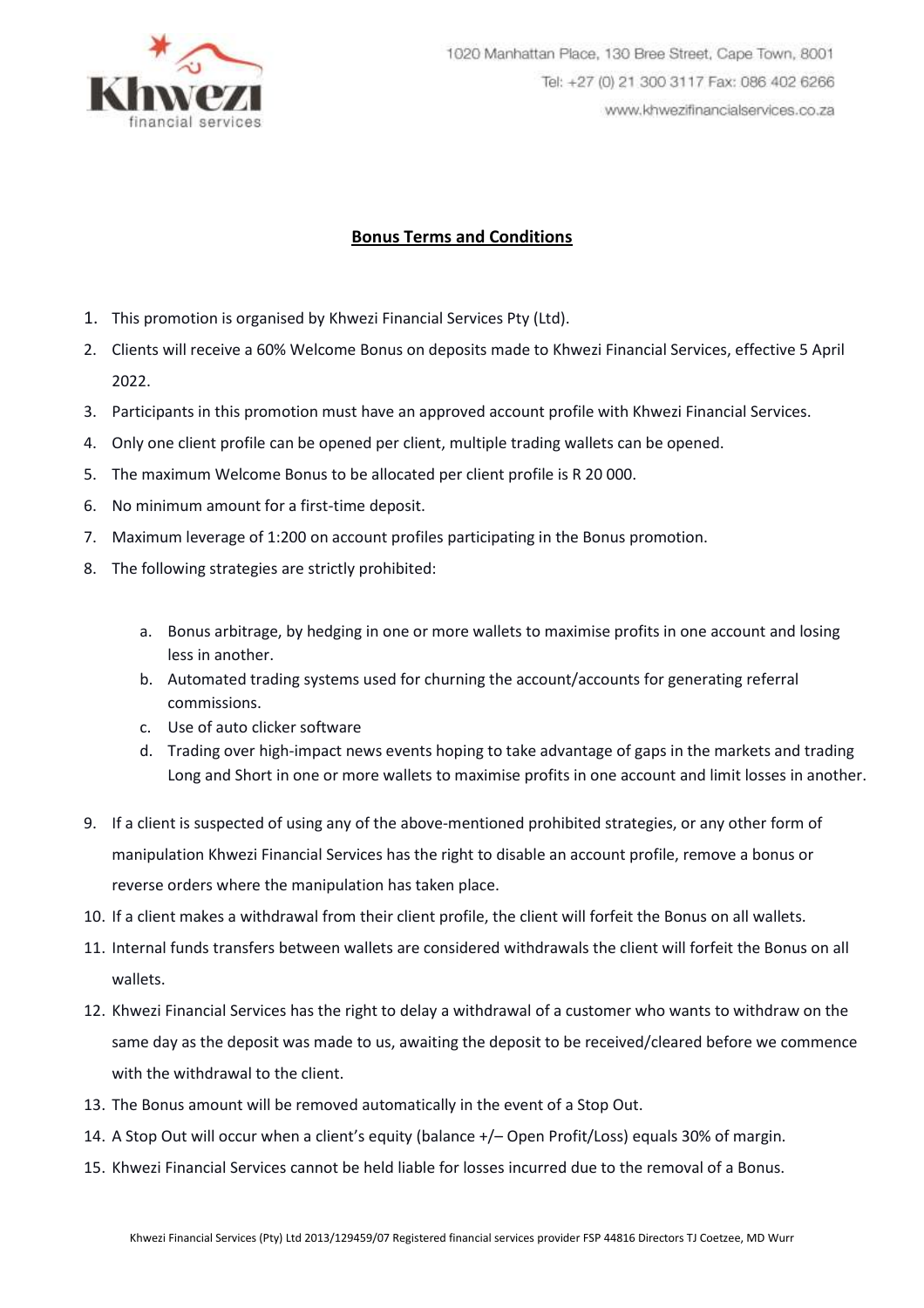1020 Manhattan Place, 130 Bree Street, Cape Town, 8001
Tel: +27 (0) 21 300 3117 Fax: 086 402 6266
www.khwezifinancialservices.co.za

# Bonus Terms and Conditions

1. This promotion is organised by Khwezi Financial Services Pty (Ltd).
2. Clients will receive a 60% Welcome Bonus on deposits made to Khwezi Financial Services, effective 5 April 2022.
3. Participants in this promotion must have an approved account profile with Khwezi Financial Services.
4. Only one client profile can be opened per client, multiple trading wallets can be opened.
5. The maximum Welcome Bonus to be allocated per client profile is R 20 000.
6. No minimum amount for a first-time deposit.
7. Maximum leverage of 1:200 on account profiles participating in the Bonus promotion.
8. The following strategies are strictly prohibited:

   a. Bonus arbitrage, by hedging in one or more wallets to maximise profits in one account and losing less in another.
   b. Automated trading systems used for churning the account/accounts for generating referral commissions.
   c. Use of auto clicker software
   d. Trading over high-impact news events hoping to take advantage of gaps in the markets and trading Long and Short in one or more wallets to maximise profits in one account and limit losses in another.

9. If a client is suspected of using any of the above-mentioned prohibited strategies, or any other form of manipulation Khwezi Financial Services has the right to disable an account profile, remove a bonus or reverse orders where the manipulation has taken place.
10. If a client makes a withdrawal from their client profile, the client will forfeit the Bonus on all wallets.
11. Internal funds transfers between wallets are considered withdrawals the client will forfeit the Bonus on all wallets.
12. Khwezi Financial Services has the right to delay a withdrawal of a customer who wants to withdraw on the same day as the deposit was made to us, awaiting the deposit to be received/cleared before we commence with the withdrawal to the client.
13. The Bonus amount will be removed automatically in the event of a Stop Out.
14. A Stop Out will occur when a client's equity (balance +/– Open Profit/Loss) equals 30% of margin.
15. Khwezi Financial Services cannot be held liable for losses incurred due to the removal of a Bonus.

Khwezi Financial Services (Pty) Ltd 2013/129459/07 Registered financial services provider FSP 44816 Directors TJ Coetzee, MD Wurr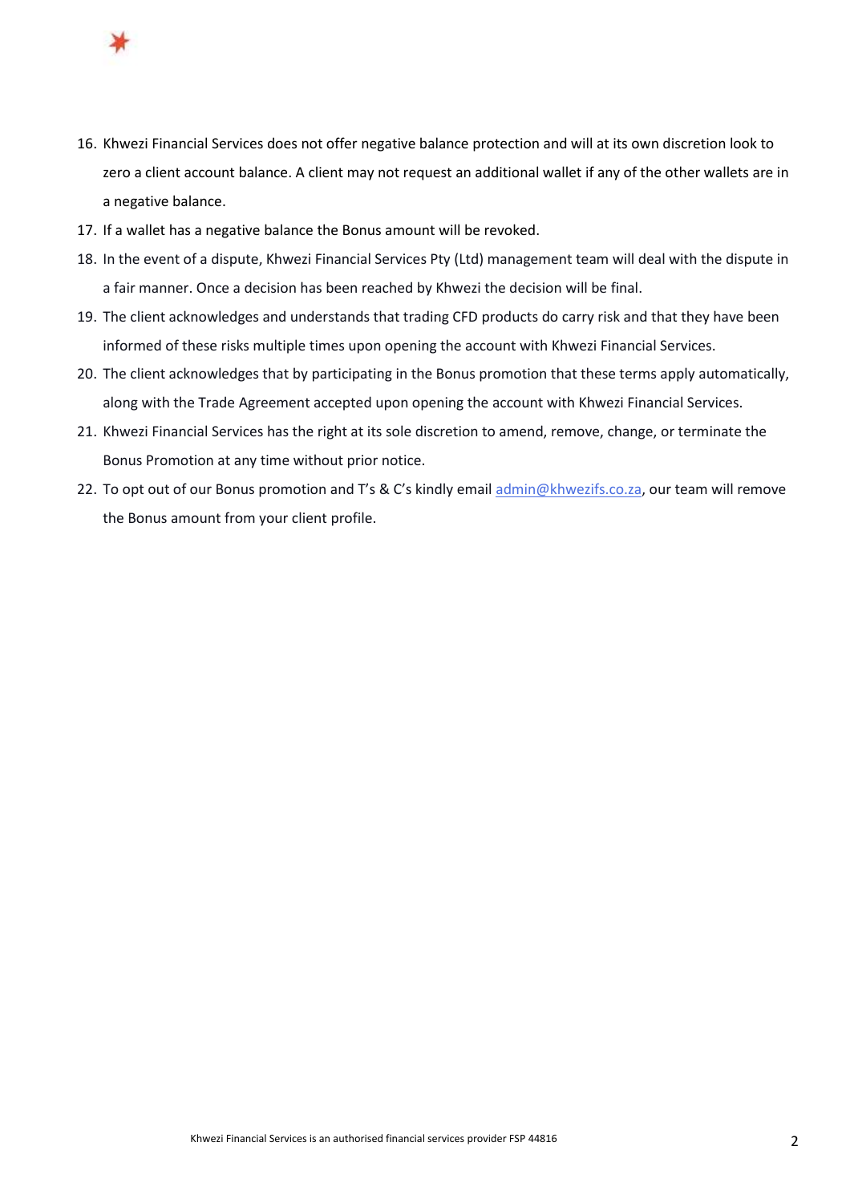16. Khwezi Financial Services does not offer negative balance protection and will at its own discretion look to zero a client account balance. A client may not request an additional wallet if any of the other wallets are in a negative balance.
17. If a wallet has a negative balance the Bonus amount will be revoked.
18. In the event of a dispute, Khwezi Financial Services Pty (Ltd) management team will deal with the dispute in a fair manner. Once a decision has been reached by Khwezi the decision will be final.
19. The client acknowledges and understands that trading CFD products do carry risk and that they have been informed of these risks multiple times upon opening the account with Khwezi Financial Services.
20. The client acknowledges that by participating in the Bonus promotion that these terms apply automatically, along with the Trade Agreement accepted upon opening the account with Khwezi Financial Services.
21. Khwezi Financial Services has the right at its sole discretion to amend, remove, change, or terminate the Bonus Promotion at any time without prior notice.
22. To opt out of our Bonus promotion and T's & C's kindly email admin@khwezifs.co.za, our team will remove the Bonus amount from your client profile.

Khwezi Financial Services is an authorised financial services provider FSP 44816